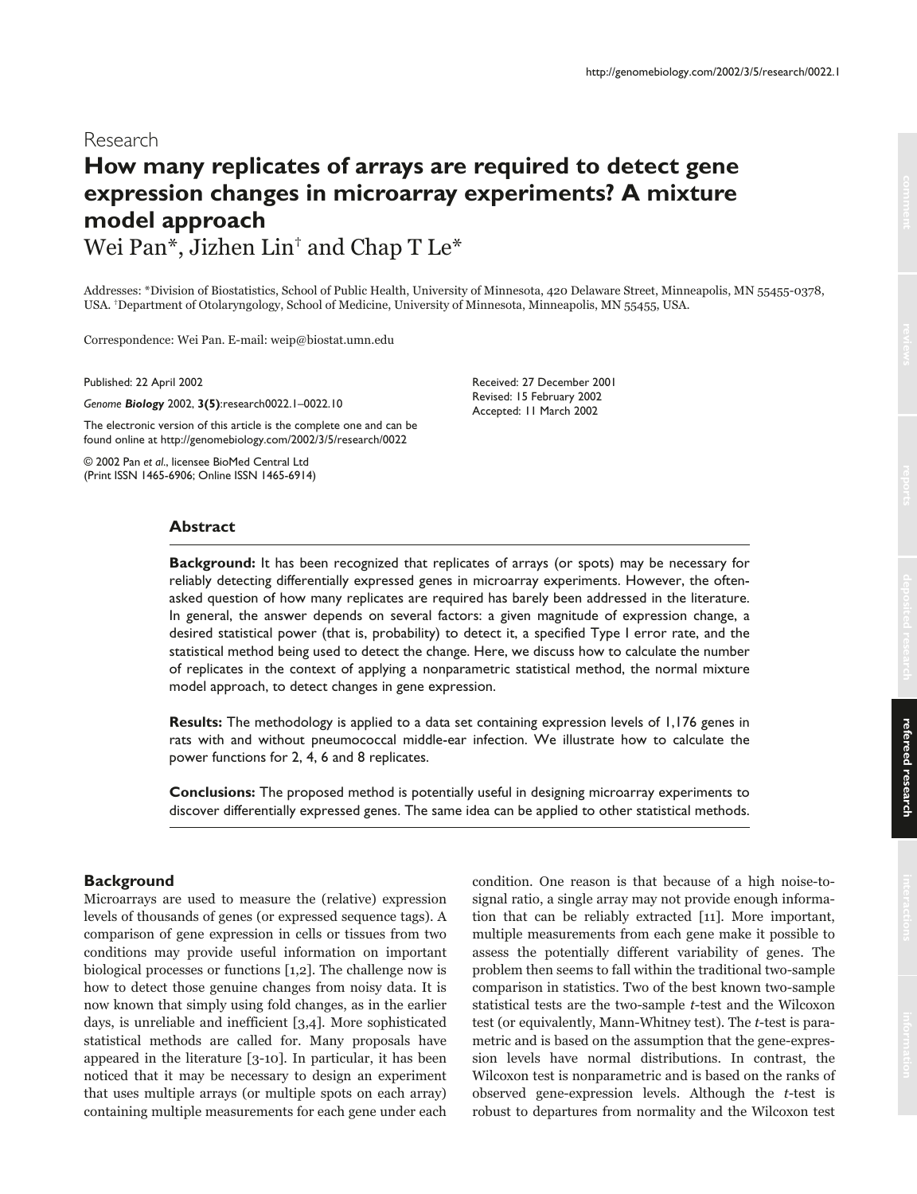Research

# How many replicates of arrays are required to detect gene expression changes in microarray experiments? A mixture model approach

Wei Pan*, Jizhen Lin† and Chap T Le*

Addresses: *Division of Biostatistics, School of Public Health, University of Minnesota, 420 Delaware Street, Minneapolis, MN 55455-0378, USA. †Department of Otolaryngology, School of Medicine, University of Minnesota, Minneapolis, MN 55455, USA.

Correspondence: Wei Pan. E-mail: weip@biostat.umn.edu

Published: 22 April 2002

*Genome **Biology*** 2002, **3(5)**:research0022.1–0022.10

The electronic version of this article is the complete one and can be found online at http://genomebiology.com/2002/3/5/research/0022

© 2002 Pan *et al*., licensee BioMed Central Ltd (Print ISSN 1465-6906; Online ISSN 1465-6914)

Received: 27 December 2001
Revised: 15 February 2002
Accepted: 11 March 2002

## Abstract

**Background:** It has been recognized that replicates of arrays (or spots) may be necessary for reliably detecting differentially expressed genes in microarray experiments. However, the often-asked question of how many replicates are required has barely been addressed in the literature. In general, the answer depends on several factors: a given magnitude of expression change, a desired statistical power (that is, probability) to detect it, a specified Type I error rate, and the statistical method being used to detect the change. Here, we discuss how to calculate the number of replicates in the context of applying a nonparametric statistical method, the normal mixture model approach, to detect changes in gene expression.

**Results:** The methodology is applied to a data set containing expression levels of 1,176 genes in rats with and without pneumococcal middle-ear infection. We illustrate how to calculate the power functions for 2, 4, 6 and 8 replicates.

**Conclusions:** The proposed method is potentially useful in designing microarray experiments to discover differentially expressed genes. The same idea can be applied to other statistical methods.

## Background

Microarrays are used to measure the (relative) expression levels of thousands of genes (or expressed sequence tags). A comparison of gene expression in cells or tissues from two conditions may provide useful information on important biological processes or functions [1,2]. The challenge now is how to detect those genuine changes from noisy data. It is now known that simply using fold changes, as in the earlier days, is unreliable and inefficient [3,4]. More sophisticated statistical methods are called for. Many proposals have appeared in the literature [3-10]. In particular, it has been noticed that it may be necessary to design an experiment that uses multiple arrays (or multiple spots on each array) containing multiple measurements for each gene under each condition. One reason is that because of a high noise-to-signal ratio, a single array may not provide enough information that can be reliably extracted [11]. More important, multiple measurements from each gene make it possible to assess the potentially different variability of genes. The problem then seems to fall within the traditional two-sample comparison in statistics. Two of the best known two-sample statistical tests are the two-sample *t*-test and the Wilcoxon test (or equivalently, Mann-Whitney test). The *t*-test is parametric and is based on the assumption that the gene-expression levels have normal distributions. In contrast, the Wilcoxon test is nonparametric and is based on the ranks of observed gene-expression levels. Although the *t*-test is robust to departures from normality and the Wilcoxon test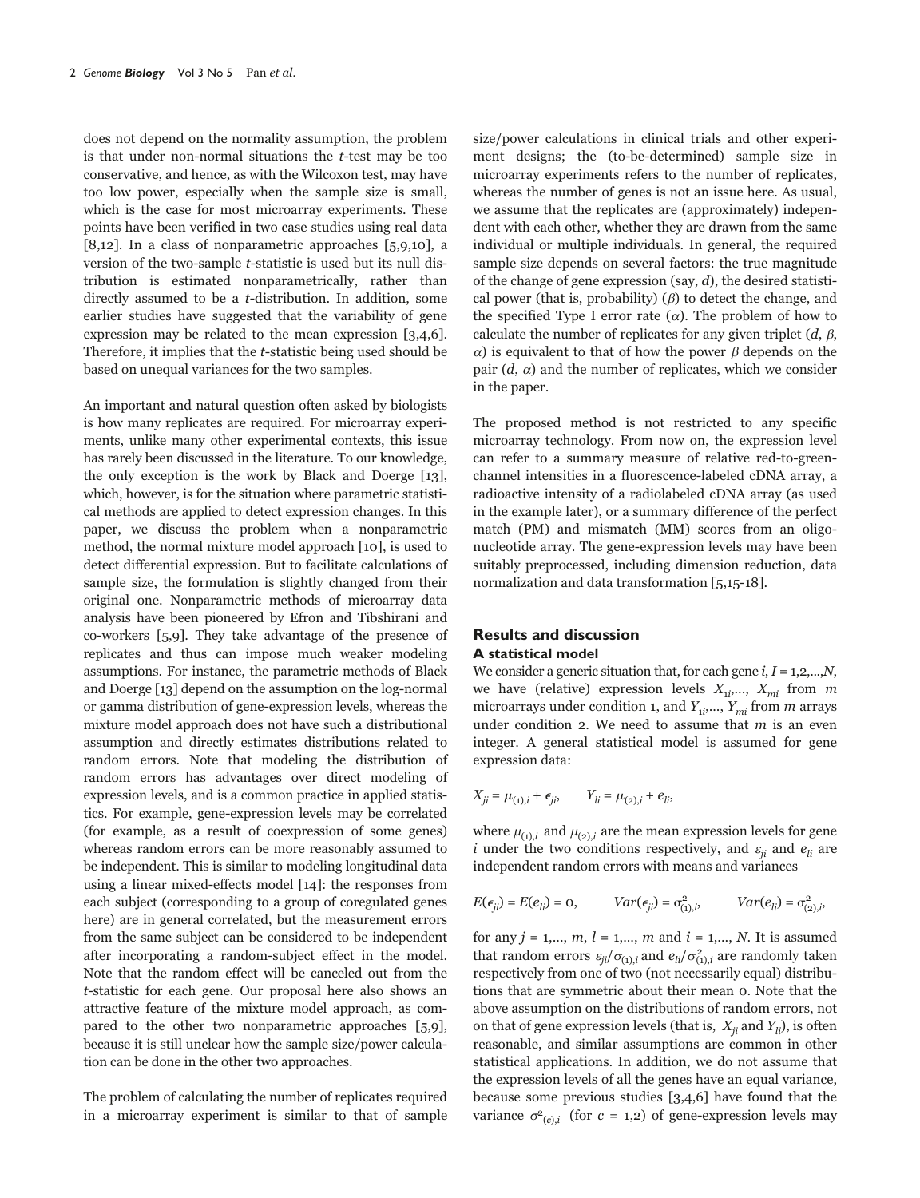does not depend on the normality assumption, the problem is that under non-normal situations the *t*-test may be too conservative, and hence, as with the Wilcoxon test, may have too low power, especially when the sample size is small, which is the case for most microarray experiments. These points have been verified in two case studies using real data [8,12]. In a class of nonparametric approaches [5,9,10], a version of the two-sample *t*-statistic is used but its null distribution is estimated nonparametrically, rather than directly assumed to be a *t*-distribution. In addition, some earlier studies have suggested that the variability of gene expression may be related to the mean expression [3,4,6]. Therefore, it implies that the *t*-statistic being used should be based on unequal variances for the two samples.

An important and natural question often asked by biologists is how many replicates are required. For microarray experiments, unlike many other experimental contexts, this issue has rarely been discussed in the literature. To our knowledge, the only exception is the work by Black and Doerge [13], which, however, is for the situation where parametric statistical methods are applied to detect expression changes. In this paper, we discuss the problem when a nonparametric method, the normal mixture model approach [10], is used to detect differential expression. But to facilitate calculations of sample size, the formulation is slightly changed from their original one. Nonparametric methods of microarray data analysis have been pioneered by Efron and Tibshirani and co-workers [5,9]. They take advantage of the presence of replicates and thus can impose much weaker modeling assumptions. For instance, the parametric methods of Black and Doerge [13] depend on the assumption on the log-normal or gamma distribution of gene-expression levels, whereas the mixture model approach does not have such a distributional assumption and directly estimates distributions related to random errors. Note that modeling the distribution of random errors has advantages over direct modeling of expression levels, and is a common practice in applied statistics. For example, gene-expression levels may be correlated (for example, as a result of coexpression of some genes) whereas random errors can be more reasonably assumed to be independent. This is similar to modeling longitudinal data using a linear mixed-effects model [14]: the responses from each subject (corresponding to a group of coregulated genes here) are in general correlated, but the measurement errors from the same subject can be considered to be independent after incorporating a random-subject effect in the model. Note that the random effect will be canceled out from the *t*-statistic for each gene. Our proposal here also shows an attractive feature of the mixture model approach, as compared to the other two nonparametric approaches [5,9], because it is still unclear how the sample size/power calculation can be done in the other two approaches.

The problem of calculating the number of replicates required in a microarray experiment is similar to that of sample size/power calculations in clinical trials and other experiment designs; the (to-be-determined) sample size in microarray experiments refers to the number of replicates, whereas the number of genes is not an issue here. As usual, we assume that the replicates are (approximately) independent with each other, whether they are drawn from the same individual or multiple individuals. In general, the required sample size depends on several factors: the true magnitude of the change of gene expression (say, *d*), the desired statistical power (that is, probability) ($\beta$) to detect the change, and the specified Type I error rate ($\alpha$). The problem of how to calculate the number of replicates for any given triplet ($d$, $\beta$, $\alpha$) is equivalent to that of how the power $\beta$ depends on the pair ($d$, $\alpha$) and the number of replicates, which we consider in the paper.

The proposed method is not restricted to any specific microarray technology. From now on, the expression level can refer to a summary measure of relative red-to-green-channel intensities in a fluorescence-labeled cDNA array, a radioactive intensity of a radiolabeled cDNA array (as used in the example later), or a summary difference of the perfect match (PM) and mismatch (MM) scores from an oligonucleotide array. The gene-expression levels may have been suitably preprocessed, including dimension reduction, data normalization and data transformation [5,15-18].

## Results and discussion

### A statistical model

We consider a generic situation that, for each gene $i$, $I = 1,2,...,N$, we have (relative) expression levels $X_{1i},..., X_{mi}$ from $m$ microarrays under condition 1, and $Y_{1i},..., Y_{mi}$ from $m$ arrays under condition 2. We need to assume that $m$ is an even integer. A general statistical model is assumed for gene expression data:

$$X_{ji} = \mu_{(1),i} + \epsilon_{ji}, \qquad Y_{li} = \mu_{(2),i} + e_{li},$$

where $\mu_{(1),i}$ and $\mu_{(2),i}$ are the mean expression levels for gene $i$ under the two conditions respectively, and $\varepsilon_{ji}$ and $e_{li}$ are independent random errors with means and variances

$$E(\epsilon_{ji}) = E(e_{li}) = 0, \qquad Var(\epsilon_{ji}) = \sigma^2_{(1),i}, \qquad Var(e_{li}) = \sigma^2_{(2),i},$$

for any $j = 1,..., m$, $l = 1,..., m$ and $i = 1,..., N$. It is assumed that random errors $\varepsilon_{ji}/\sigma_{(1),i}$ and $e_{li}/\sigma^2_{(1),i}$ are randomly taken respectively from one of two (not necessarily equal) distributions that are symmetric about their mean 0. Note that the above assumption on the distributions of random errors, not on that of gene expression levels (that is, $X_{ji}$ and $Y_{li}$), is often reasonable, and similar assumptions are common in other statistical applications. In addition, we do not assume that the expression levels of all the genes have an equal variance, because some previous studies [3,4,6] have found that the variance $\sigma^2_{(c),i}$ (for $c = 1,2$) of gene-expression levels may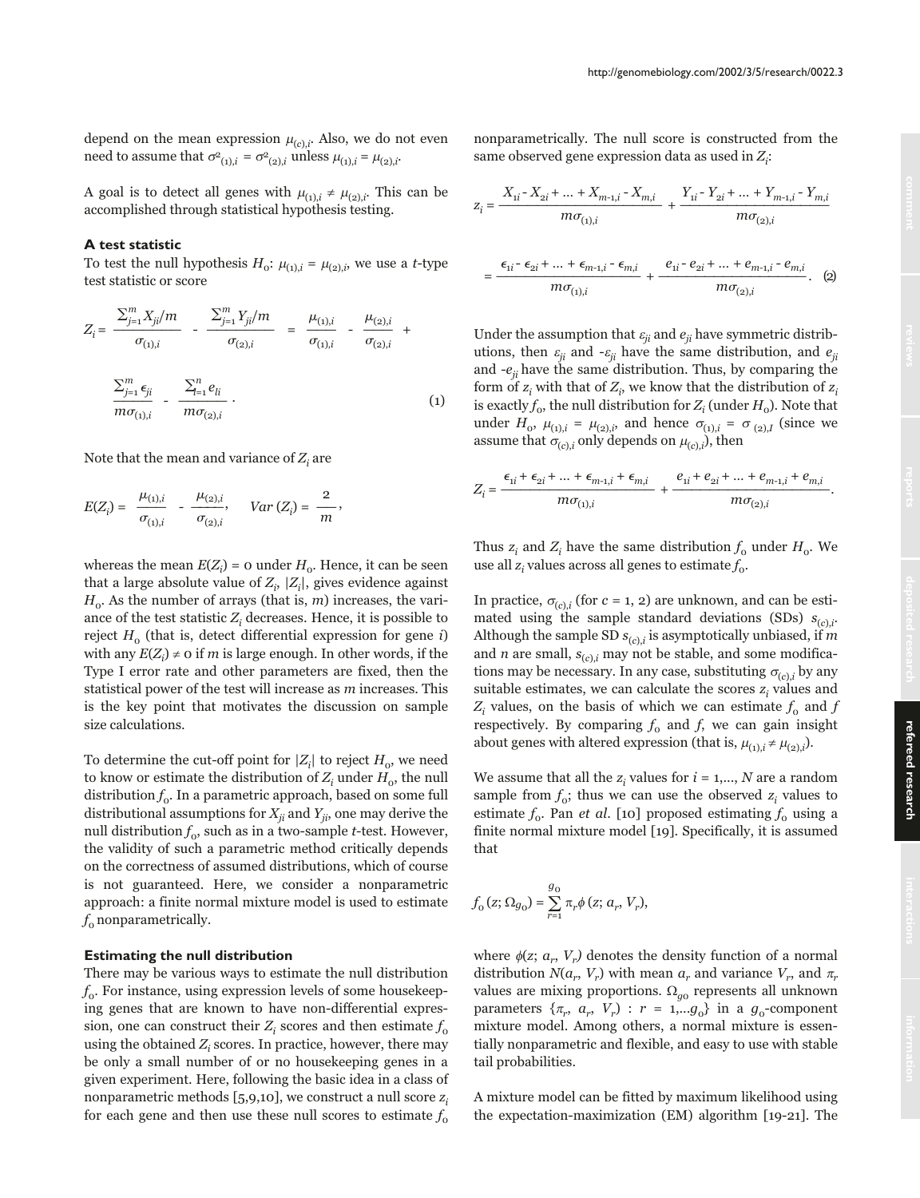depend on the mean expression $\mu_{(c),i}$. Also, we do not even need to assume that $\sigma^2_{(1),i} = \sigma^2_{(2),i}$ unless $\mu_{(1),i} = \mu_{(2),i}$.

A goal is to detect all genes with $\mu_{(1),i} \neq \mu_{(2),i}$. This can be accomplished through statistical hypothesis testing.

### A test statistic

To test the null hypothesis $H_0$: $\mu_{(1),i} = \mu_{(2),i}$, we use a *t*-type test statistic or score

$$Z_i = \frac{\sum_{j=1}^{m} X_{ji}/m}{\sigma_{(1),i}} - \frac{\sum_{j=1}^{m} Y_{ji}/m}{\sigma_{(2),i}} = \frac{\mu_{(1),i}}{\sigma_{(1),i}} - \frac{\mu_{(2),i}}{\sigma_{(2),i}} + \frac{\sum_{j=1}^{m} \epsilon_{ji}}{m\sigma_{(1),i}} - \frac{\sum_{l=1}^{n} e_{li}}{m\sigma_{(2),i}}. \quad (1)$$

Note that the mean and variance of $Z_i$ are

$$E(Z_i) = \frac{\mu_{(1),i}}{\sigma_{(1),i}} - \frac{\mu_{(2),i}}{\sigma_{(2),i}}, \qquad Var(Z_i) = \frac{2}{m},$$

whereas the mean $E(Z_i) = 0$ under $H_0$. Hence, it can be seen that a large absolute value of $Z_i$, $|Z_i|$, gives evidence against $H_0$. As the number of arrays (that is, $m$) increases, the variance of the test statistic $Z_i$ decreases. Hence, it is possible to reject $H_0$ (that is, detect differential expression for gene $i$) with any $E(Z_i) \neq 0$ if $m$ is large enough. In other words, if the Type I error rate and other parameters are fixed, then the statistical power of the test will increase as $m$ increases. This is the key point that motivates the discussion on sample size calculations.

To determine the cut-off point for $|Z_i|$ to reject $H_0$, we need to know or estimate the distribution of $Z_i$ under $H_0$, the null distribution $f_0$. In a parametric approach, based on some full distributional assumptions for $X_{ji}$ and $Y_{ji}$, one may derive the null distribution $f_0$, such as in a two-sample *t*-test. However, the validity of such a parametric method critically depends on the correctness of assumed distributions, which of course is not guaranteed. Here, we consider a nonparametric approach: a finite normal mixture model is used to estimate $f_0$ nonparametrically.

### Estimating the null distribution

There may be various ways to estimate the null distribution $f_0$. For instance, using expression levels of some housekeeping genes that are known to have non-differential expression, one can construct their $Z_i$ scores and then estimate $f_0$ using the obtained $Z_i$ scores. In practice, however, there may be only a small number of or no housekeeping genes in a given experiment. Here, following the basic idea in a class of nonparametric methods [5,9,10], we construct a null score $z_i$ for each gene and then use these null scores to estimate $f_0$ nonparametrically. The null score is constructed from the same observed gene expression data as used in $Z_i$:

$$z_i = \frac{X_{1i} - X_{2i} + \ldots + X_{m-1,i} - X_{m,i}}{m\sigma_{(1),i}} + \frac{Y_{1i} - Y_{2i} + \ldots + Y_{m-1,i} - Y_{m,i}}{m\sigma_{(2),i}}$$

$$= \frac{\epsilon_{1i} - \epsilon_{2i} + \ldots + \epsilon_{m-1,i} - \epsilon_{m,i}}{m\sigma_{(1),i}} + \frac{e_{1i} - e_{2i} + \ldots + e_{m-1,i} - e_{m,i}}{m\sigma_{(2),i}}. \quad (2)$$

Under the assumption that $\varepsilon_{ji}$ and $e_{ji}$ have symmetric distributions, then $\varepsilon_{ji}$ and $-\varepsilon_{ji}$ have the same distribution, and $e_{ji}$ and $-e_{ji}$ have the same distribution. Thus, by comparing the form of $z_i$ with that of $Z_i$, we know that the distribution of $z_i$ is exactly $f_0$, the null distribution for $Z_i$ (under $H_0$). Note that under $H_0$, $\mu_{(1),i} = \mu_{(2),i}$, and hence $\sigma_{(1),i} = \sigma_{(2),i}$ (since we assume that $\sigma_{(c),i}$ only depends on $\mu_{(c),i}$), then

$$Z_i = \frac{\epsilon_{1i} + \epsilon_{2i} + \ldots + \epsilon_{m-1,i} + \epsilon_{m,i}}{m\sigma_{(1),i}} + \frac{e_{1i} + e_{2i} + \ldots + e_{m-1,i} + e_{m,i}}{m\sigma_{(2),i}}.$$

Thus $z_i$ and $Z_i$ have the same distribution $f_0$ under $H_0$. We use all $z_i$ values across all genes to estimate $f_0$.

In practice, $\sigma_{(c),i}$ (for $c$ = 1, 2) are unknown, and can be estimated using the sample standard deviations (SDs) $s_{(c),i}$. Although the sample SD $s_{(c),i}$ is asymptotically unbiased, if $m$ and $n$ are small, $s_{(c),i}$ may not be stable, and some modifications may be necessary. In any case, substituting $\sigma_{(c),i}$ by any suitable estimates, we can calculate the scores $z_i$ values and $Z_i$ values, on the basis of which we can estimate $f_0$ and $f$ respectively. By comparing $f_0$ and $f$, we can gain insight about genes with altered expression (that is, $\mu_{(1),i} \neq \mu_{(2),i}$).

We assume that all the $z_i$ values for $i$ = 1,..., $N$ are a random sample from $f_0$; thus we can use the observed $z_i$ values to estimate $f_0$. Pan *et al.* [10] proposed estimating $f_0$ using a finite normal mixture model [19]. Specifically, it is assumed that

$$f_0(z; \Omega_{g_0}) = \sum_{r=1}^{g_0} \pi_r \phi(z; a_r, V_r),$$

where $\phi(z; a_r, V_r)$ denotes the density function of a normal distribution $N(a_r, V_r)$ with mean $a_r$ and variance $V_r$, and $\pi_r$ values are mixing proportions. $\Omega_{g_0}$ represents all unknown parameters $\{\pi_r, a_r, V_r) : r = 1,\ldots g_0\}$ in a $g_0$-component mixture model. Among others, a normal mixture is essentially nonparametric and flexible, and easy to use with stable tail probabilities.

A mixture model can be fitted by maximum likelihood using the expectation-maximization (EM) algorithm [19-21]. The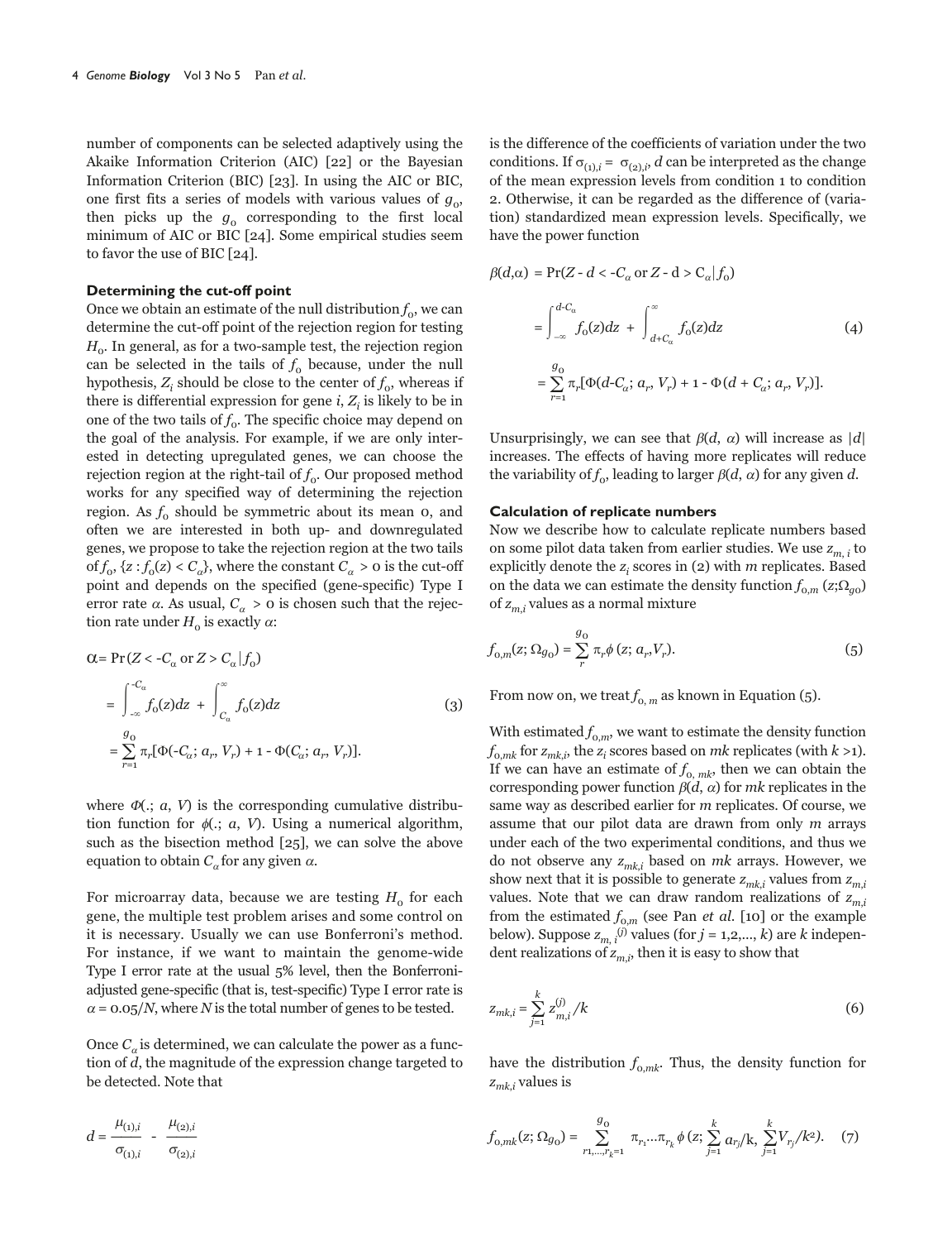number of components can be selected adaptively using the Akaike Information Criterion (AIC) [22] or the Bayesian Information Criterion (BIC) [23]. In using the AIC or BIC, one first fits a series of models with various values of $g_0$, then picks up the $g_0$ corresponding to the first local minimum of AIC or BIC [24]. Some empirical studies seem to favor the use of BIC [24].

### Determining the cut-off point

Once we obtain an estimate of the null distribution $f_0$, we can determine the cut-off point of the rejection region for testing $H_0$. In general, as for a two-sample test, the rejection region can be selected in the tails of $f_0$ because, under the null hypothesis, $Z_i$ should be close to the center of $f_0$, whereas if there is differential expression for gene $i$, $Z_i$ is likely to be in one of the two tails of $f_0$. The specific choice may depend on the goal of the analysis. For example, if we are only interested in detecting upregulated genes, we can choose the rejection region at the right-tail of $f_0$. Our proposed method works for any specified way of determining the rejection region. As $f_0$ should be symmetric about its mean 0, and often we are interested in both up- and downregulated genes, we propose to take the rejection region at the two tails of $f_0$, $\{z : f_0(z) < C_\alpha\}$, where the constant $C_\alpha > 0$ is the cut-off point and depends on the specified (gene-specific) Type I error rate $\alpha$. As usual, $C_\alpha > 0$ is chosen such that the rejection rate under $H_0$ is exactly $\alpha$:

$$\alpha = \Pr(Z < -C_\alpha \text{ or } Z > C_\alpha | f_0)$$
$$= \int_{-\infty}^{-C_\alpha} f_0(z)dz + \int_{C_\alpha}^{\infty} f_0(z)dz \tag{3}$$
$$= \sum_{r=1}^{g_0} \pi_r[\Phi(-C_\alpha; a_r, V_r) + 1 - \Phi(C_\alpha; a_r, V_r)].$$

where $\Phi(.; a, V)$ is the corresponding cumulative distribution function for $\phi(.; a, V)$. Using a numerical algorithm, such as the bisection method [25], we can solve the above equation to obtain $C_\alpha$ for any given $\alpha$.

For microarray data, because we are testing $H_0$ for each gene, the multiple test problem arises and some control on it is necessary. Usually we can use Bonferroni's method. For instance, if we want to maintain the genome-wide Type I error rate at the usual 5% level, then the Bonferroni-adjusted gene-specific (that is, test-specific) Type I error rate is $\alpha = 0.05/N$, where $N$ is the total number of genes to be tested.

Once $C_\alpha$ is determined, we can calculate the power as a function of $d$, the magnitude of the expression change targeted to be detected. Note that

$$d = \frac{\mu_{(1),i}}{\sigma_{(1),i}} - \frac{\mu_{(2),i}}{\sigma_{(2),i}}$$

is the difference of the coefficients of variation under the two conditions. If $\sigma_{(1),i} = \sigma_{(2),i}$, $d$ can be interpreted as the change of the mean expression levels from condition 1 to condition 2. Otherwise, it can be regarded as the difference of (variation) standardized mean expression levels. Specifically, we have the power function

$$\beta(d,\alpha) = \Pr(Z - d < -C_\alpha \text{ or } Z - d > C_\alpha | f_0)$$
$$= \int_{-\infty}^{d-C_\alpha} f_0(z)dz + \int_{d+C_\alpha}^{\infty} f_0(z)dz \tag{4}$$
$$= \sum_{r=1}^{g_0} \pi_r[\Phi(d-C_\alpha; a_r, V_r) + 1 - \Phi(d + C_\alpha; a_r, V_r)].$$

Unsurprisingly, we can see that $\beta(d, \alpha)$ will increase as $|d|$ increases. The effects of having more replicates will reduce the variability of $f_0$, leading to larger $\beta(d, \alpha)$ for any given $d$.

### Calculation of replicate numbers

Now we describe how to calculate replicate numbers based on some pilot data taken from earlier studies. We use $z_{m,i}$ to explicitly denote the $z_i$ scores in (2) with $m$ replicates. Based on the data we can estimate the density function $f_{0,m}(z;\Omega_{g0})$ of $z_{m,i}$ values as a normal mixture

$$f_{0,m}(z; \Omega_{g_0}) = \sum_{r}^{g_0} \pi_r \phi(z; a_r, V_r). \tag{5}$$

From now on, we treat $f_{0,m}$ as known in Equation (5).

With estimated $f_{0,m}$, we want to estimate the density function $f_{0,mk}$ for $z_{mk,i}$, the $z_i$ scores based on $mk$ replicates (with $k > 1$). If we can have an estimate of $f_{0,mk}$, then we can obtain the corresponding power function $\beta(d, \alpha)$ for $mk$ replicates in the same way as described earlier for $m$ replicates. Of course, we assume that our pilot data are drawn from only $m$ arrays under each of the two experimental conditions, and thus we do not observe any $z_{mk,i}$ based on $mk$ arrays. However, we show next that it is possible to generate $z_{mk,i}$ values from $z_{m,i}$ values. Note that we can draw random realizations of $z_{m,i}$ from the estimated $f_{0,m}$ (see Pan *et al.* [10] or the example below). Suppose $z_{m,i}^{(j)}$ values (for $j = 1,2,..., k$) are $k$ independent realizations of $z_{m,i}$, then it is easy to show that

$$z_{mk,i} = \sum_{j=1}^{k} z_{m,i}^{(j)}/k \tag{6}$$

have the distribution $f_{0,mk}$. Thus, the density function for $z_{mk,i}$ values is

$$f_{0,mk}(z; \Omega_{g_0}) = \sum_{r_1,...,r_k=1}^{g_0} \pi_{r_1}...\pi_{r_k} \phi(z; \sum_{j=1}^{k} a_{r_j}/k, \sum_{j=1}^{k} V_{r_j}/k^2). \tag{7}$$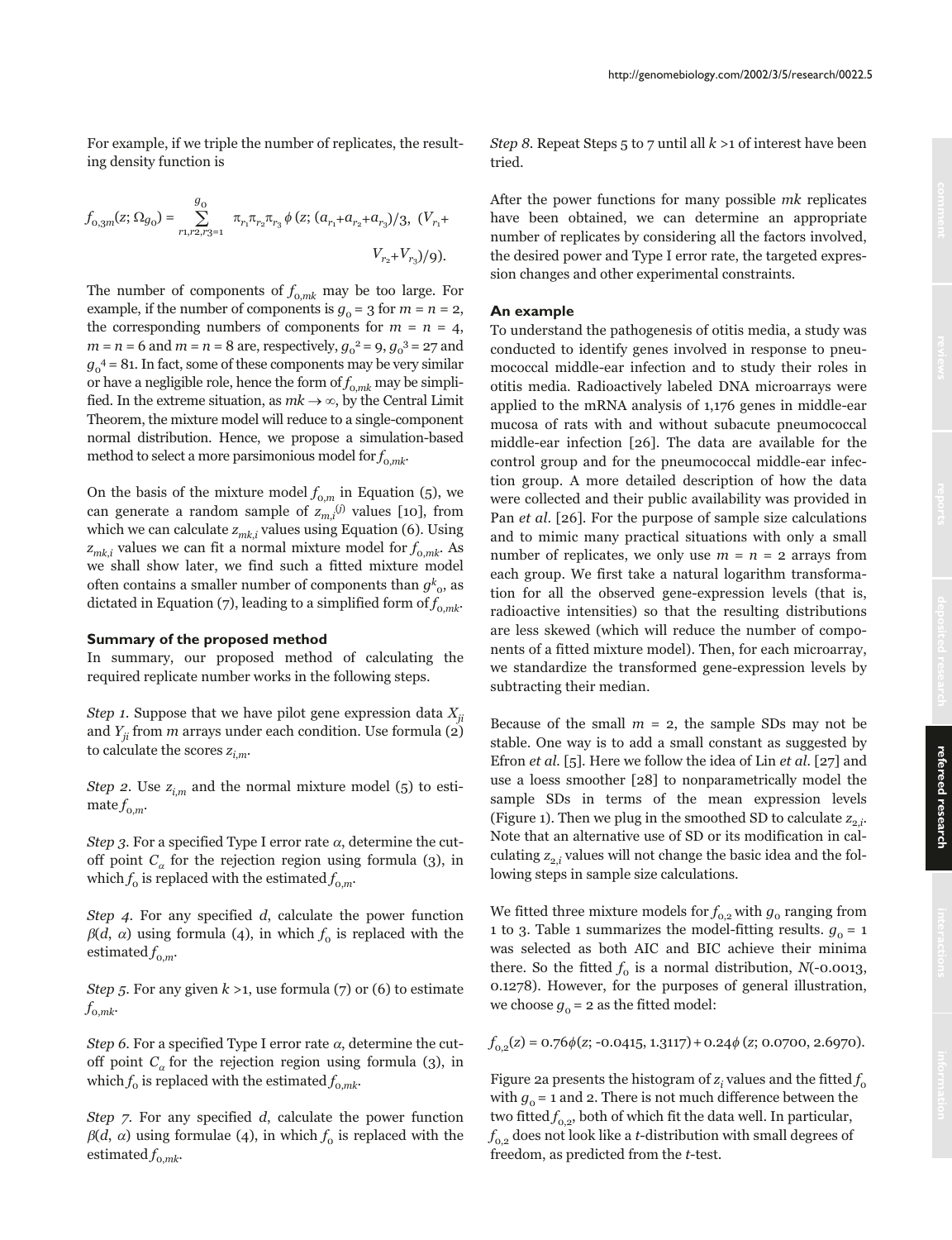For example, if we triple the number of replicates, the resulting density function is

$$f_{0,3m}(z; \Omega_{g_0}) = \sum_{r_1, r_2, r_3=1}^{g_0} \pi_{r_1}\pi_{r_2}\pi_{r_3}\, \phi\,(z; (a_{r_1}+a_{r_2}+a_{r_3})/3,\ (V_{r_1}+V_{r_2}+V_{r_3})/9).$$

The number of components of $f_{0,mk}$ may be too large. For example, if the number of components is $g_0 = 3$ for $m = n = 2$, the corresponding numbers of components for $m = n = 4$, $m = n = 6$ and $m = n = 8$ are, respectively, $g_0^2 = 9$, $g_0^3 = 27$ and $g_0^4 = 81$. In fact, some of these components may be very similar or have a negligible role, hence the form of $f_{0,mk}$ may be simplified. In the extreme situation, as $mk \to \infty$, by the Central Limit Theorem, the mixture model will reduce to a single-component normal distribution. Hence, we propose a simulation-based method to select a more parsimonious model for $f_{0,mk}$.

On the basis of the mixture model $f_{0,m}$ in Equation (5), we can generate a random sample of $z_{m,i}^{(j)}$ values [10], from which we can calculate $z_{mk,i}$ values using Equation (6). Using $z_{mk,i}$ values we can fit a normal mixture model for $f_{0,mk}$. As we shall show later, we find such a fitted mixture model often contains a smaller number of components than $g^k_0$, as dictated in Equation (7), leading to a simplified form of $f_{0,mk}$.

### Summary of the proposed method

In summary, our proposed method of calculating the required replicate number works in the following steps.

*Step 1.* Suppose that we have pilot gene expression data $X_{ji}$ and $Y_{ji}$ from $m$ arrays under each condition. Use formula (2) to calculate the scores $z_{i,m}$.

*Step 2.* Use $z_{i,m}$ and the normal mixture model (5) to estimate $f_{0,m}$.

*Step 3.* For a specified Type I error rate $\alpha$, determine the cutoff point $C_\alpha$ for the rejection region using formula (3), in which $f_0$ is replaced with the estimated $f_{0,m}$.

*Step 4.* For any specified $d$, calculate the power function $\beta(d, \alpha)$ using formula (4), in which $f_0$ is replaced with the estimated $f_{0,m}$.

*Step 5.* For any given $k > 1$, use formula (7) or (6) to estimate $f_{0,mk}$.

*Step 6.* For a specified Type I error rate $\alpha$, determine the cutoff point $C_\alpha$ for the rejection region using formula (3), in which $f_0$ is replaced with the estimated $f_{0,mk}$.

*Step 7.* For any specified $d$, calculate the power function $\beta(d, \alpha)$ using formulae (4), in which $f_0$ is replaced with the estimated $f_{0,mk}$.

*Step 8.* Repeat Steps 5 to 7 until all $k > 1$ of interest have been tried.

After the power functions for many possible $mk$ replicates have been obtained, we can determine an appropriate number of replicates by considering all the factors involved, the desired power and Type I error rate, the targeted expression changes and other experimental constraints.

### An example

To understand the pathogenesis of otitis media, a study was conducted to identify genes involved in response to pneumococcal middle-ear infection and to study their roles in otitis media. Radioactively labeled DNA microarrays were applied to the mRNA analysis of 1,176 genes in middle-ear mucosa of rats with and without subacute pneumococcal middle-ear infection [26]. The data are available for the control group and for the pneumococcal middle-ear infection group. A more detailed description of how the data were collected and their public availability was provided in Pan *et al*. [26]. For the purpose of sample size calculations and to mimic many practical situations with only a small number of replicates, we only use $m = n = 2$ arrays from each group. We first take a natural logarithm transformation for all the observed gene-expression levels (that is, radioactive intensities) so that the resulting distributions are less skewed (which will reduce the number of components of a fitted mixture model). Then, for each microarray, we standardize the transformed gene-expression levels by subtracting their median.

Because of the small $m = 2$, the sample SDs may not be stable. One way is to add a small constant as suggested by Efron *et al*. [5]. Here we follow the idea of Lin *et al*. [27] and use a loess smoother [28] to nonparametrically model the sample SDs in terms of the mean expression levels (Figure 1). Then we plug in the smoothed SD to calculate $z_{2,i}$. Note that an alternative use of SD or its modification in calculating $z_{2,i}$ values will not change the basic idea and the following steps in sample size calculations.

We fitted three mixture models for $f_{0,2}$ with $g_0$ ranging from 1 to 3. Table 1 summarizes the model-fitting results. $g_0 = 1$ was selected as both AIC and BIC achieve their minima there. So the fitted $f_0$ is a normal distribution, $N(-0.0013, 0.1278)$. However, for the purposes of general illustration, we choose $g_0 = 2$ as the fitted model:

$$f_{0,2}(z) = 0.76\phi(z; -0.0415, 1.3117) + 0.24\phi\,(z; 0.0700, 2.6970).$$

Figure 2a presents the histogram of $z_i$ values and the fitted $f_0$ with $g_0 = 1$ and 2. There is not much difference between the two fitted $f_{0,2}$, both of which fit the data well. In particular, $f_{0,2}$ does not look like a $t$-distribution with small degrees of freedom, as predicted from the $t$-test.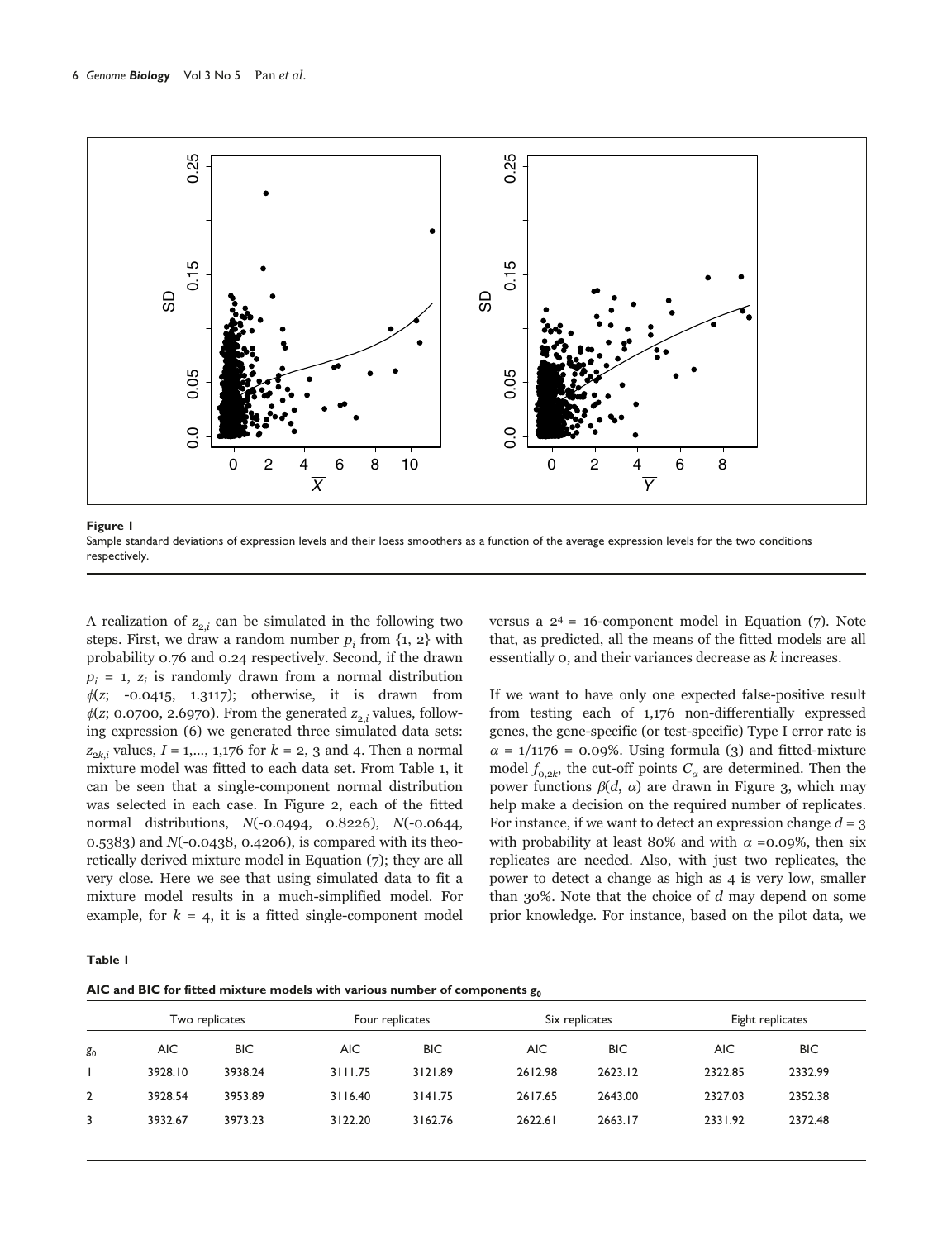**Figure 1**
Sample standard deviations of expression levels and their loess smoothers as a function of the average expression levels for the two conditions respectively.

A realization of $z_{2,i}$ can be simulated in the following two steps. First, we draw a random number $p_i$ from {1, 2} with probability 0.76 and 0.24 respectively. Second, if the drawn $p_i$ = 1, $z_i$ is randomly drawn from a normal distribution $\phi(z;\ -0.0415,\ 1.3117)$; otherwise, it is drawn from $\phi(z;\ 0.0700,\ 2.6970)$. From the generated $z_{2,i}$ values, following expression (6) we generated three simulated data sets: $z_{2k,i}$ values, $I$ = 1,..., 1,176 for $k$ = 2, 3 and 4. Then a normal mixture model was fitted to each data set. From Table 1, it can be seen that a single-component normal distribution was selected in each case. In Figure 2, each of the fitted normal distributions, $N(-0.0494,\ 0.8226)$, $N(-0.0644,\ 0.5383)$ and $N(-0.0438,\ 0.4206)$, is compared with its theoretically derived mixture model in Equation (7); they are all very close. Here we see that using simulated data to fit a mixture model results in a much-simplified model. For example, for $k$ = 4, it is a fitted single-component model versus a $2^4$ = 16-component model in Equation (7). Note that, as predicted, all the means of the fitted models are all essentially 0, and their variances decrease as $k$ increases.

If we want to have only one expected false-positive result from testing each of 1,176 non-differentially expressed genes, the gene-specific (or test-specific) Type I error rate is $\alpha$ = 1/1176 = 0.09%. Using formula (3) and fitted-mixture model $f_{0,2k}$, the cut-off points $C_\alpha$ are determined. Then the power functions $\beta(d,\ \alpha)$ are drawn in Figure 3, which may help make a decision on the required number of replicates. For instance, if we want to detect an expression change $d$ = 3 with probability at least 80% and with $\alpha$ =0.09%, then six replicates are needed. Also, with just two replicates, the power to detect a change as high as 4 is very low, smaller than 30%. Note that the choice of $d$ may depend on some prior knowledge. For instance, based on the pilot data, we

**Table 1**

**AIC and BIC for fitted mixture models with various number of components $g_0$**

| | Two replicates | | Four replicates | | Six replicates | | Eight replicates | |
|---|---|---|---|---|---|---|---|---|
| $g_0$ | AIC | BIC | AIC | BIC | AIC | BIC | AIC | BIC |
| 1 | 3928.10 | 3938.24 | 3111.75 | 3121.89 | 2612.98 | 2623.12 | 2322.85 | 2332.99 |
| 2 | 3928.54 | 3953.89 | 3116.40 | 3141.75 | 2617.65 | 2643.00 | 2327.03 | 2352.38 |
| 3 | 3932.67 | 3973.23 | 3122.20 | 3162.76 | 2622.61 | 2663.17 | 2331.92 | 2372.48 |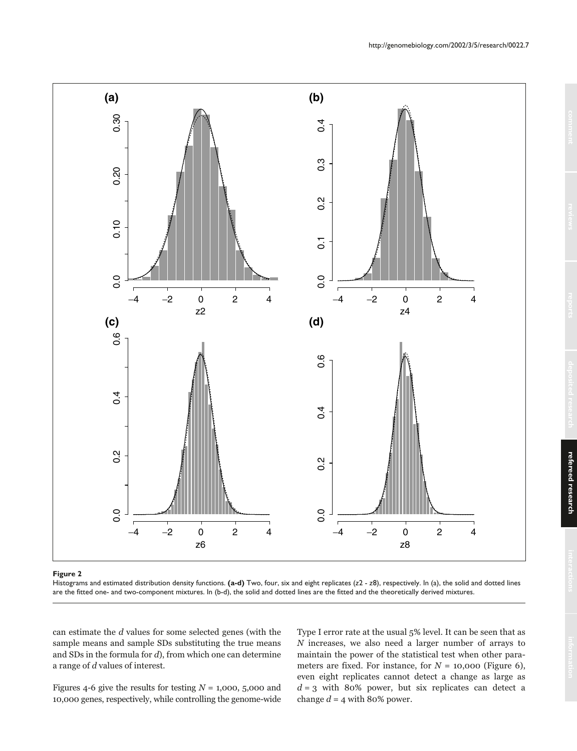**Figure 2**

Histograms and estimated distribution density functions. **(a-d)** Two, four, six and eight replicates (z2 - z8), respectively. In (a), the solid and dotted lines are the fitted one- and two-component mixtures. In (b-d), the solid and dotted lines are the fitted and the theoretically derived mixtures.

can estimate the $d$ values for some selected genes (with the sample means and sample SDs substituting the true means and SDs in the formula for $d$), from which one can determine a range of $d$ values of interest.

Figures 4-6 give the results for testing $N$ = 1,000, 5,000 and 10,000 genes, respectively, while controlling the genome-wide Type I error rate at the usual 5% level. It can be seen that as $N$ increases, we also need a larger number of arrays to maintain the power of the statistical test when other parameters are fixed. For instance, for $N$ = 10,000 (Figure 6), even eight replicates cannot detect a change as large as $d$ = 3 with 80% power, but six replicates can detect a change $d$ = 4 with 80% power.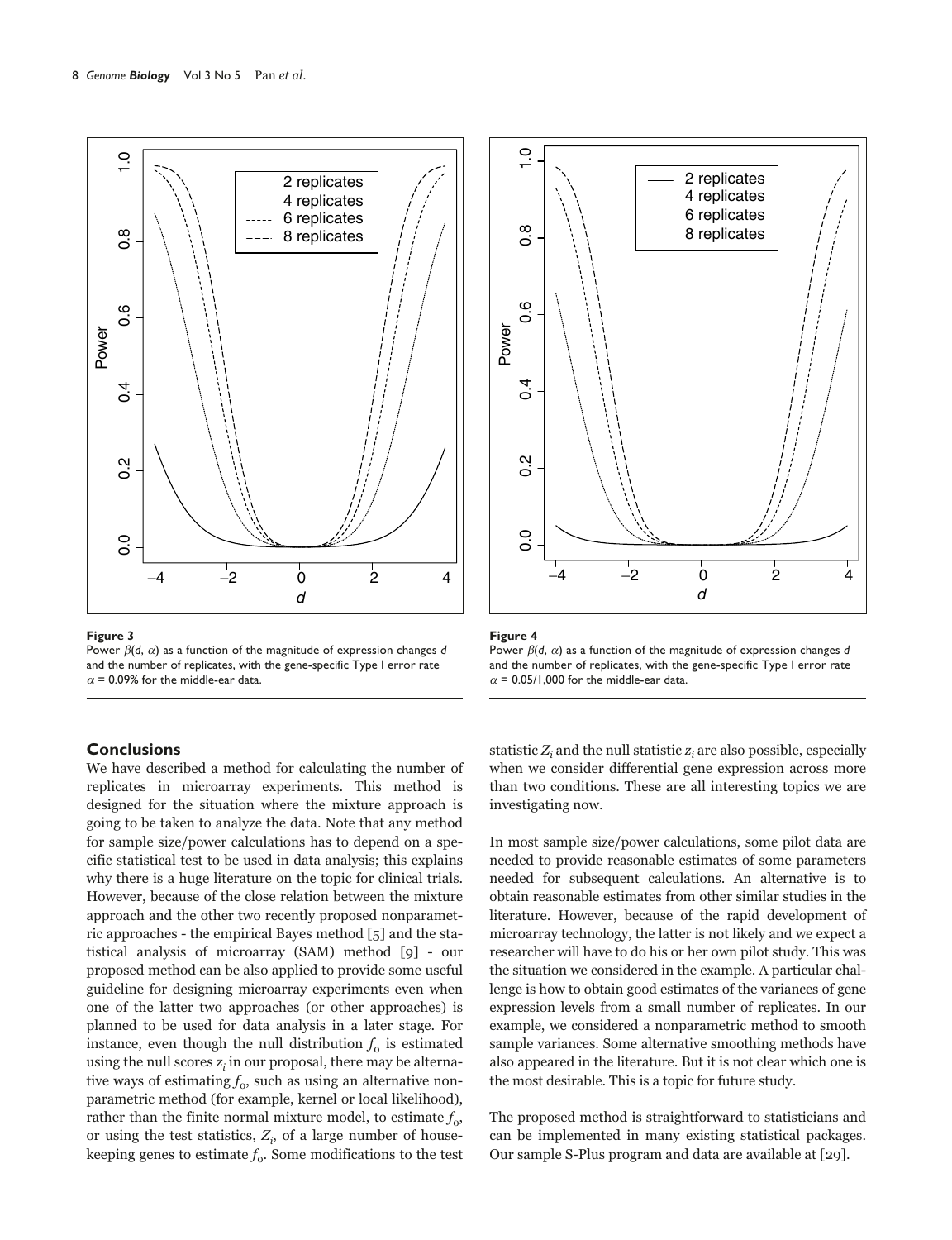**Figure 3**

Power $\beta(d, \alpha)$ as a function of the magnitude of expression changes $d$ and the number of replicates, with the gene-specific Type I error rate $\alpha$ = 0.09% for the middle-ear data.

**Figure 4**

Power $\beta(d, \alpha)$ as a function of the magnitude of expression changes $d$ and the number of replicates, with the gene-specific Type I error rate $\alpha$ = 0.05/1,000 for the middle-ear data.

## Conclusions

We have described a method for calculating the number of replicates in microarray experiments. This method is designed for the situation where the mixture approach is going to be taken to analyze the data. Note that any method for sample size/power calculations has to depend on a specific statistical test to be used in data analysis; this explains why there is a huge literature on the topic for clinical trials. However, because of the close relation between the mixture approach and the other two recently proposed nonparametric approaches - the empirical Bayes method [5] and the statistical analysis of microarray (SAM) method [9] - our proposed method can be also applied to provide some useful guideline for designing microarray experiments even when one of the latter two approaches (or other approaches) is planned to be used for data analysis in a later stage. For instance, even though the null distribution $f_0$ is estimated using the null scores $z_i$ in our proposal, there may be alternative ways of estimating $f_0$, such as using an alternative nonparametric method (for example, kernel or local likelihood), rather than the finite normal mixture model, to estimate $f_0$, or using the test statistics, $Z_i$, of a large number of housekeeping genes to estimate $f_0$. Some modifications to the test statistic $Z_i$ and the null statistic $z_i$ are also possible, especially when we consider differential gene expression across more than two conditions. These are all interesting topics we are investigating now.

In most sample size/power calculations, some pilot data are needed to provide reasonable estimates of some parameters needed for subsequent calculations. An alternative is to obtain reasonable estimates from other similar studies in the literature. However, because of the rapid development of microarray technology, the latter is not likely and we expect a researcher will have to do his or her own pilot study. This was the situation we considered in the example. A particular challenge is how to obtain good estimates of the variances of gene expression levels from a small number of replicates. In our example, we considered a nonparametric method to smooth sample variances. Some alternative smoothing methods have also appeared in the literature. But it is not clear which one is the most desirable. This is a topic for future study.

The proposed method is straightforward to statisticians and can be implemented in many existing statistical packages. Our sample S-Plus program and data are available at [29].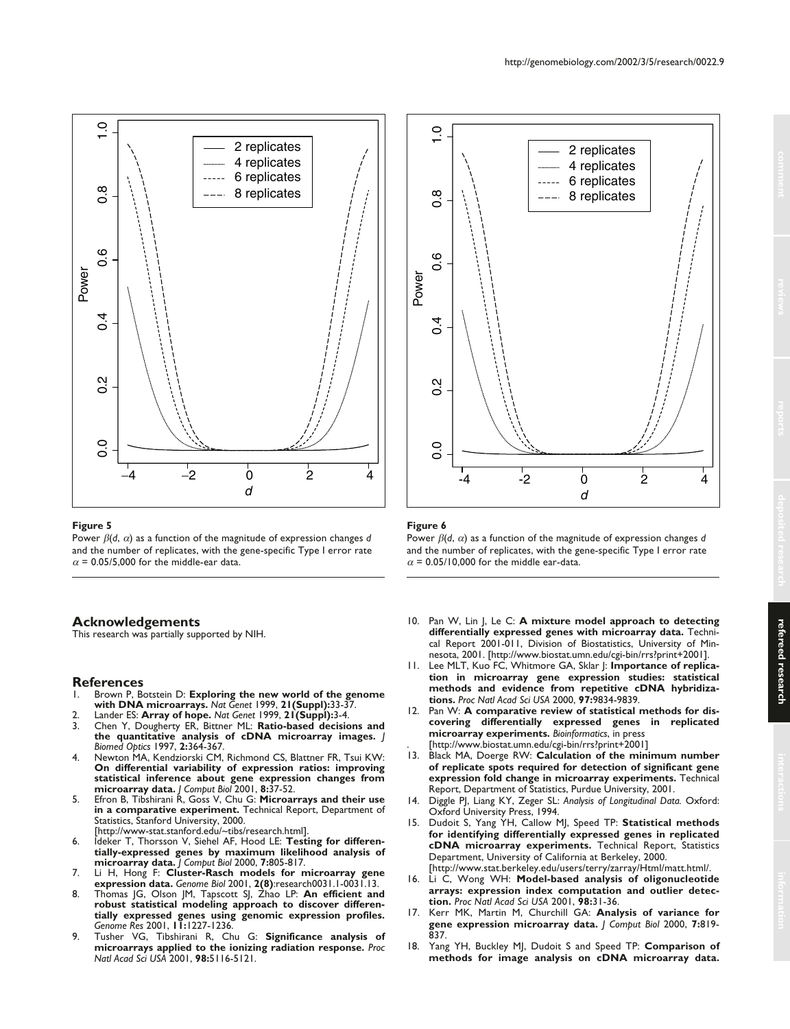**Figure 5**

Power $\beta(d, \alpha)$ as a function of the magnitude of expression changes $d$ and the number of replicates, with the gene-specific Type I error rate $\alpha = 0.05/5{,}000$ for the middle-ear data.

**Figure 6**

Power $\beta(d, \alpha)$ as a function of the magnitude of expression changes $d$ and the number of replicates, with the gene-specific Type I error rate $\alpha = 0.05/10{,}000$ for the middle ear-data.

## Acknowledgements

This research was partially supported by NIH.

## References

1. Brown P, Botstein D: **Exploring the new world of the genome with DNA microarrays.** *Nat Genet* 1999, **21(Suppl):**33-37.
2. Lander ES: **Array of hope.** *Nat Genet* 1999, **21(Suppl):**3-4.
3. Chen Y, Dougherty ER, Bittner ML: **Ratio-based decisions and the quantitative analysis of cDNA microarray images.** *J Biomed Optics* 1997, **2:**364-367.
4. Newton MA, Kendziorski CM, Richmond CS, Blattner FR, Tsui KW: **On differential variability of expression ratios: improving statistical inference about gene expression changes from microarray data.** *J Comput Biol* 2001, **8:**37-52.
5. Efron B, Tibshirani R, Goss V, Chu G: **Microarrays and their use in a comparative experiment.** Technical Report, Department of Statistics, Stanford University, 2000. [http://www-stat.stanford.edu/~tibs/research.html].
6. Ideker T, Thorsson V, Siehel AF, Hood LE: **Testing for differentially-expressed genes by maximum likelihood analysis of microarray data.** *J Comput Biol* 2000, **7:**805-817.
7. Li H, Hong F: **Cluster-Rasch models for microarray gene expression data.** *Genome Biol* 2001, **2(8)**:research0031.1-0031.13.
8. Thomas JG, Olson JM, Tapscott SJ, Zhao LP: **An efficient and robust statistical modeling approach to discover differentially expressed genes using genomic expression profiles.** *Genome Res* 2001, **11:**1227-1236.
9. Tusher VG, Tibshirani R, Chu G: **Significance analysis of microarrays applied to the ionizing radiation response.** *Proc Natl Acad Sci USA* 2001, **98:**5116-5121.
10. Pan W, Lin J, Le C: **A mixture model approach to detecting differentially expressed genes with microarray data.** Technical Report 2001-011, Division of Biostatistics, University of Minnesota, 2001. [http://www.biostat.umn.edu/cgi-bin/rrs?print+2001].
11. Lee MLT, Kuo FC, Whitmore GA, Sklar J: **Importance of replication in microarray gene expression studies: statistical methods and evidence from repetitive cDNA hybridizations.** *Proc Natl Acad Sci USA* 2000, **97:**9834-9839.
12. Pan W: **A comparative review of statistical methods for discovering differentially expressed genes in replicated microarray experiments.** *Bioinformatics*, in press . [http://www.biostat.umn.edu/cgi-bin/rrs?print+2001]
13. Black MA, Doerge RW: **Calculation of the minimum number of replicate spots required for detection of significant gene expression fold change in microarray experiments.** Technical Report, Department of Statistics, Purdue University, 2001.
14. Diggle PJ, Liang KY, Zeger SL: *Analysis of Longitudinal Data.* Oxford: Oxford University Press, 1994.
15. Dudoit S, Yang YH, Callow MJ, Speed TP: **Statistical methods for identifying differentially expressed genes in replicated cDNA microarray experiments.** Technical Report, Statistics Department, University of California at Berkeley, 2000. [http://www.stat.berkeley.edu/users/terry/zarray/Html/matt.html/.
16. Li C, Wong WH: **Model-based analysis of oligonucleotide arrays: expression index computation and outlier detection.** *Proc Natl Acad Sci USA* 2001, **98:**31-36.
17. Kerr MK, Martin M, Churchill GA: **Analysis of variance for gene expression microarray data.** *J Comput Biol* 2000, **7:**819-837.
18. Yang YH, Buckley MJ, Dudoit S and Speed TP: **Comparison of methods for image analysis on cDNA microarray data.**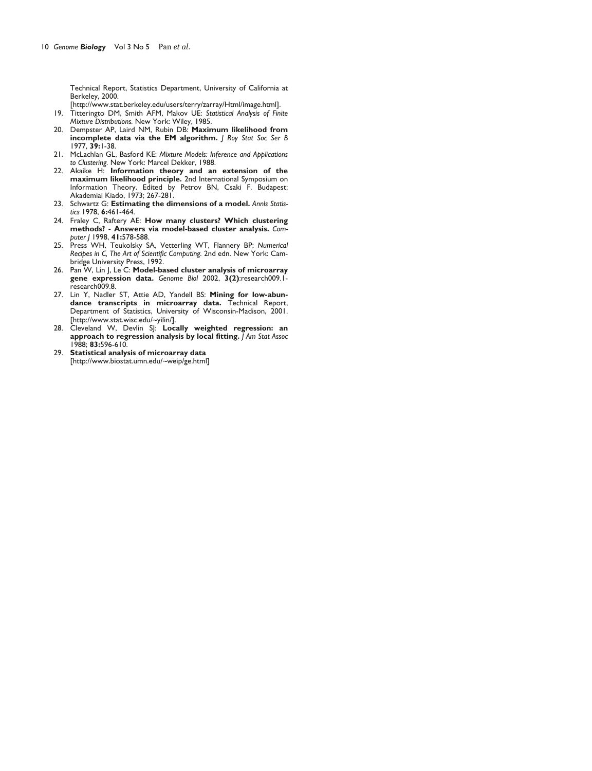Technical Report, Statistics Department, University of California at Berkeley, 2000.
[http://www.stat.berkeley.edu/users/terry/zarray/Html/image.html].

19. Titteringto DM, Smith AFM, Makov UE: *Statistical Analysis of Finite Mixture Distributions.* New York: Wiley, 1985.
20. Dempster AP, Laird NM, Rubin DB: **Maximum likelihood from incomplete data via the EM algorithm.** *J Roy Stat Soc Ser B* 1977, **39:**1-38.
21. McLachlan GL, Basford KE: *Mixture Models: Inference and Applications to Clustering.* New York: Marcel Dekker, 1988.
22. Akaike H: **Information theory and an extension of the maximum likelihood principle.** 2nd International Symposium on Information Theory. Edited by Petrov BN, Csaki F. Budapest: Akademiai Kiado, 1973; 267-281.
23. Schwartz G: **Estimating the dimensions of a model.** *Annls Statistics* 1978, **6:**461-464.
24. Fraley C, Raftery AE: **How many clusters? Which clustering methods? - Answers via model-based cluster analysis.** *Computer J* 1998, **41:**578-588.
25. Press WH, Teukolsky SA, Vetterling WT, Flannery BP: *Numerical Recipes in C, The Art of Scientific Computing.* 2nd edn. New York: Cambridge University Press, 1992.
26. Pan W, Lin J, Le C: **Model-based cluster analysis of microarray gene expression data.** *Genome Biol* 2002, **3(2)**:research009.1-research009.8.
27. Lin Y, Nadler ST, Attie AD, Yandell BS: **Mining for low-abundance transcripts in microarray data.** Technical Report, Department of Statistics, University of Wisconsin-Madison, 2001. [http://www.stat.wisc.edu/~yilin/].
28. Cleveland W, Devlin SJ: **Locally weighted regression: an approach to regression analysis by local fitting.** *J Am Stat Assoc* 1988; **83:**596-610.
29. **Statistical analysis of microarray data** [http://www.biostat.umn.edu/~weip/ge.html]